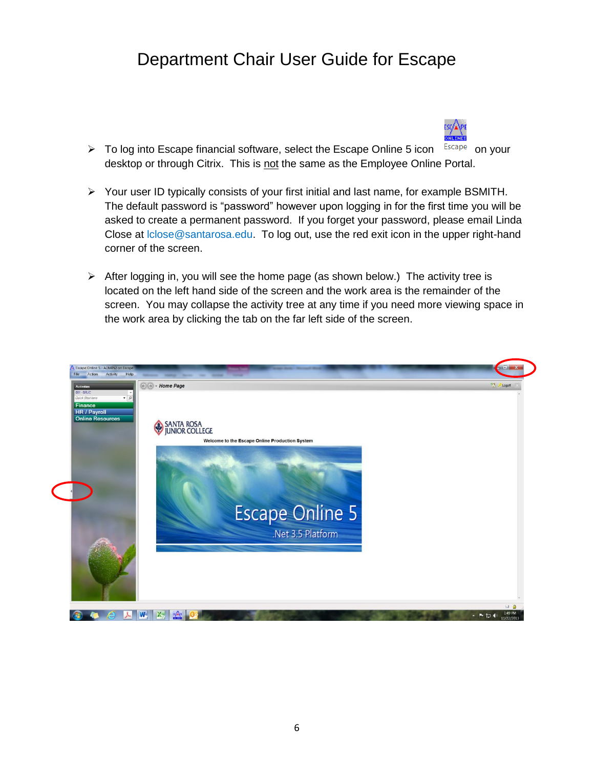# Department Chair User Guide for Escape

- To log into Escape financial software, select the Escape Online 5 icon on your desktop or through Citrix. This is not the same as the Employee Online Portal.
- Your user ID typically consists of your first initial and last name, for example BSMITH. The default password is "password" however upon logging in for the first time you will be asked to create a permanent password. If you forget your password, please email Linda Close at lclose@santarosa.edu. To log out, use the red exit icon in the upper right-hand corner of the screen.
- After logging in, you will see the home page (as shown below.) The activity tree is located on the left hand side of the screen and the work area is the remainder of the screen. You may collapse the activity tree at any time if you need more viewing space in the work area by clicking the tab on the far left side of the screen.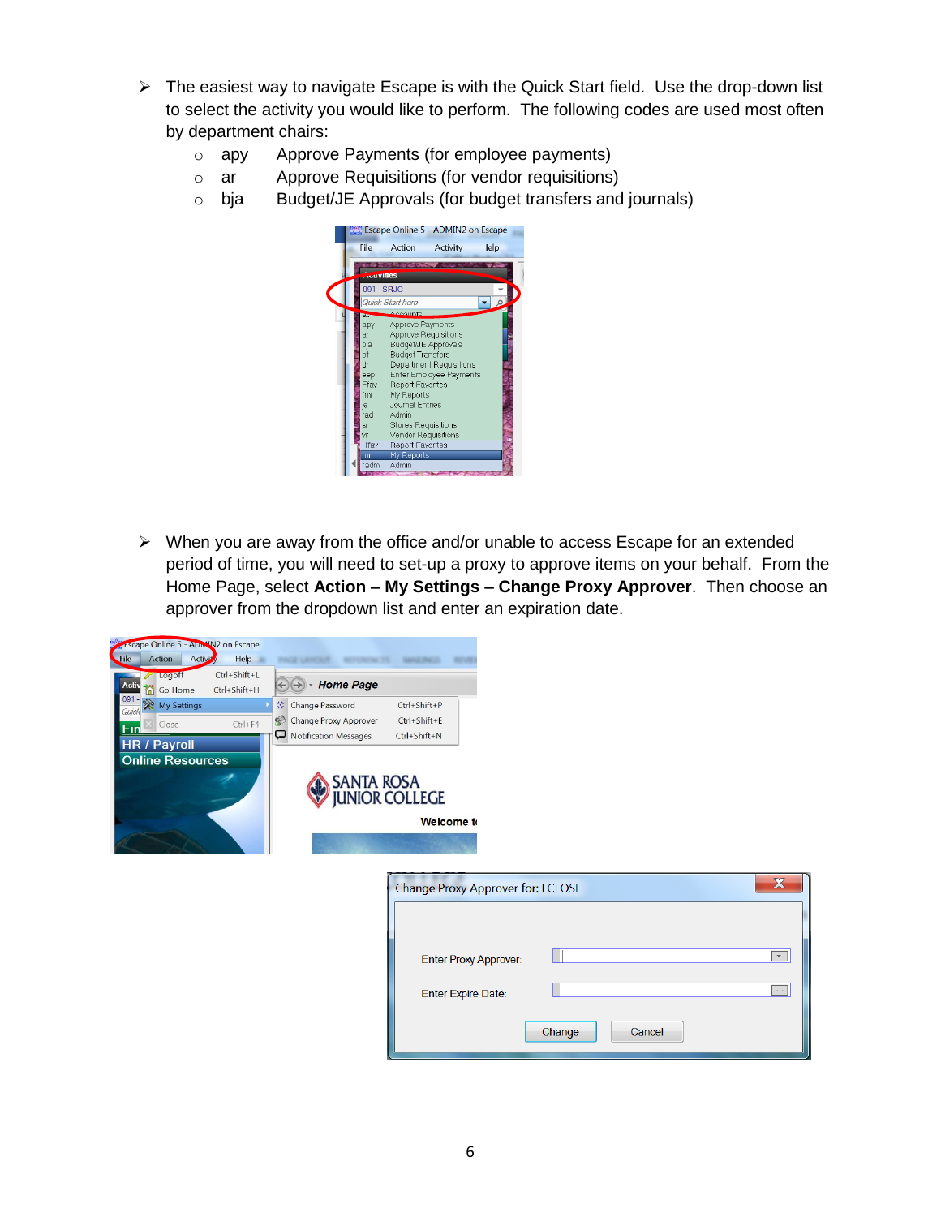- The easiest way to navigate Escape is with the Quick Start field. Use the drop-down list to select the activity you would like to perform. The following codes are used most often by department chairs:
  - apy Approve Payments (for employee payments)
  - ar Approve Requisitions (for vendor requisitions)
  - bja Budget/JE Approvals (for budget transfers and journals)

- When you are away from the office and/or unable to access Escape for an extended period of time, you will need to set-up a proxy to approve items on your behalf. From the Home Page, select **Action – My Settings – Change Proxy Approver**. Then choose an approver from the dropdown list and enter an expiration date.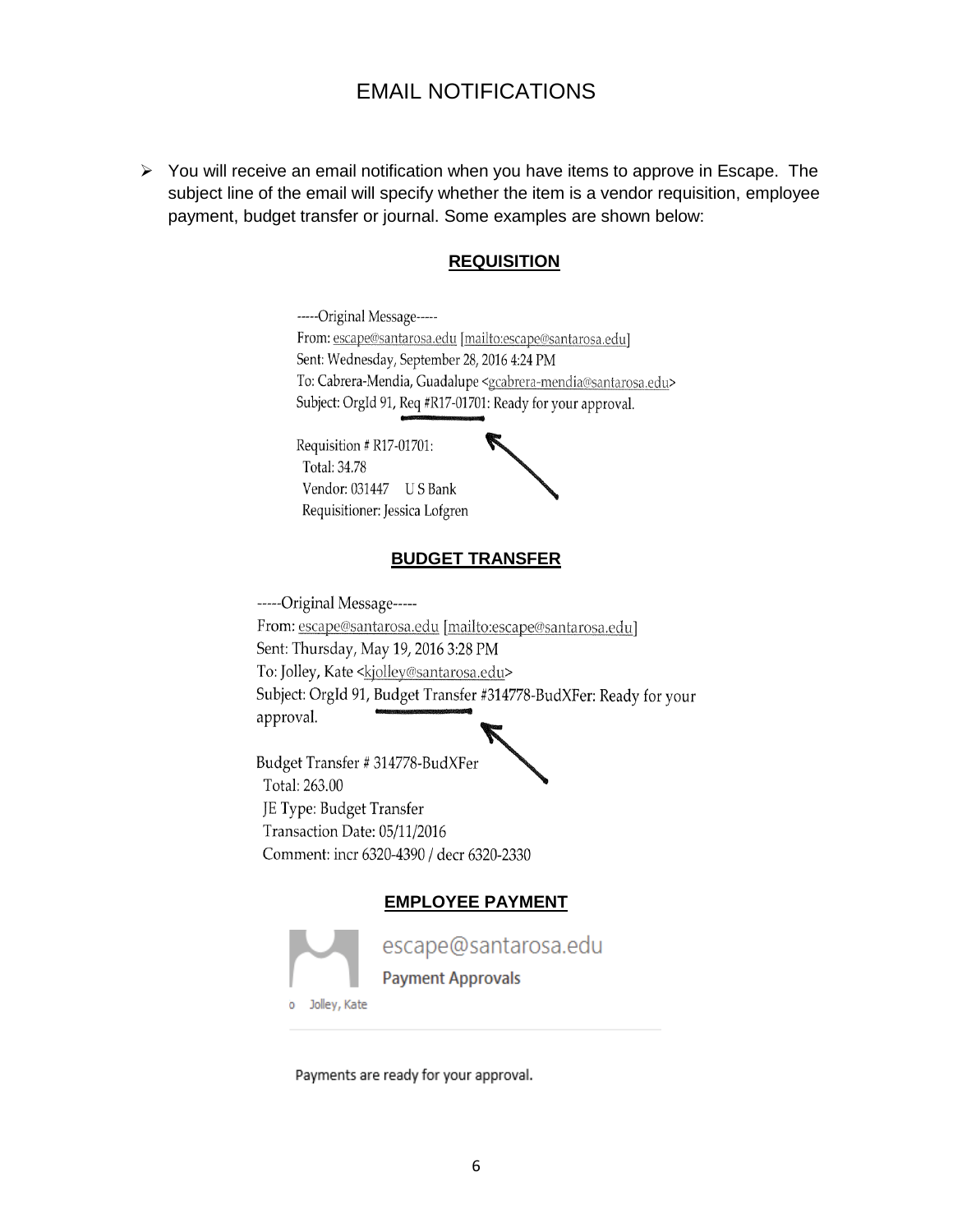# EMAIL NOTIFICATIONS

- You will receive an email notification when you have items to approve in Escape. The subject line of the email will specify whether the item is a vendor requisition, employee payment, budget transfer or journal. Some examples are shown below:

**REQUISITION**

-----Original Message-----
From: escape@santarosa.edu [mailto:escape@santarosa.edu]
Sent: Wednesday, September 28, 2016 4:24 PM
To: Cabrera-Mendia, Guadalupe <gcabrera-mendia@santarosa.edu>
Subject: OrgId 91, Req #R17-01701: Ready for your approval.

Requisition # R17-01701:
Total: 34.78
Vendor: 031447 U S Bank
Requisitioner: Jessica Lofgren

**BUDGET TRANSFER**

-----Original Message-----
From: escape@santarosa.edu [mailto:escape@santarosa.edu]
Sent: Thursday, May 19, 2016 3:28 PM
To: Jolley, Kate <kjolley@santarosa.edu>
Subject: OrgId 91, Budget Transfer #314778-BudXFer: Ready for your approval.

Budget Transfer # 314778-BudXFer
Total: 263.00
JE Type: Budget Transfer
Transaction Date: 05/11/2016
Comment: incr 6320-4390 / decr 6320-2330

**EMPLOYEE PAYMENT**

escape@santarosa.edu
Payment Approvals
Jolley, Kate

Payments are ready for your approval.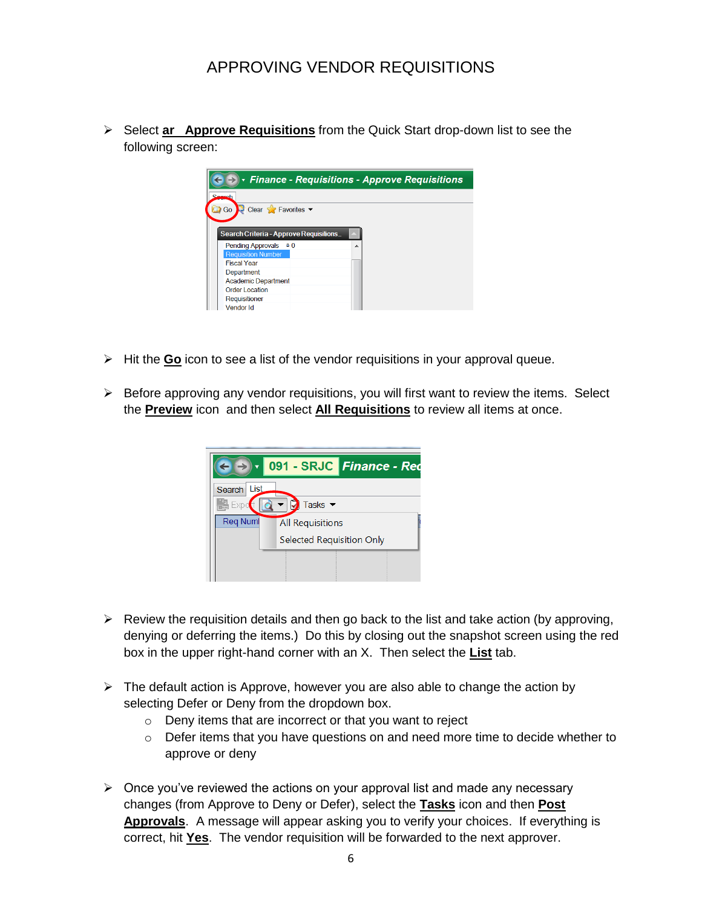# APPROVING VENDOR REQUISITIONS

- Select **ar Approve Requisitions** from the Quick Start drop-down list to see the following screen:

- Hit the **Go** icon to see a list of the vendor requisitions in your approval queue.

- Before approving any vendor requisitions, you will first want to review the items. Select the **Preview** icon and then select **All Requisitions** to review all items at once.

- Review the requisition details and then go back to the list and take action (by approving, denying or deferring the items.) Do this by closing out the snapshot screen using the red box in the upper right-hand corner with an X. Then select the **List** tab.

- The default action is Approve, however you are also able to change the action by selecting Defer or Deny from the dropdown box.
  - Deny items that are incorrect or that you want to reject
  - Defer items that you have questions on and need more time to decide whether to approve or deny

- Once you've reviewed the actions on your approval list and made any necessary changes (from Approve to Deny or Defer), select the **Tasks** icon and then **Post Approvals**. A message will appear asking you to verify your choices. If everything is correct, hit **Yes**. The vendor requisition will be forwarded to the next approver.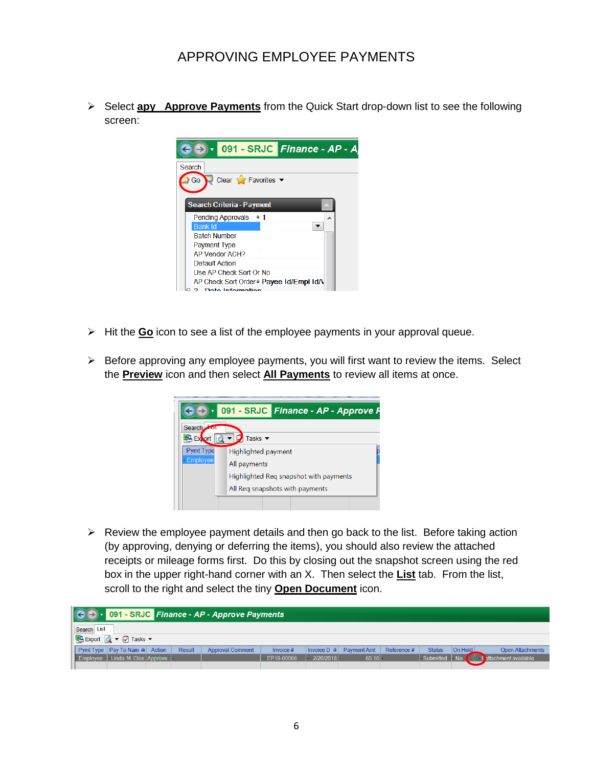# APPROVING EMPLOYEE PAYMENTS

- Select **apy Approve Payments** from the Quick Start drop-down list to see the following screen:

- Hit the **Go** icon to see a list of the employee payments in your approval queue.

- Before approving any employee payments, you will first want to review the items. Select the **Preview** icon and then select **All Payments** to review all items at once.

- Review the employee payment details and then go back to the list. Before taking action (by approving, denying or deferring the items), you should also review the attached receipts or mileage forms first. Do this by closing out the snapshot screen using the red box in the upper right-hand corner with an X. Then select the **List** tab. From the list, scroll to the right and select the tiny **Open Document** icon.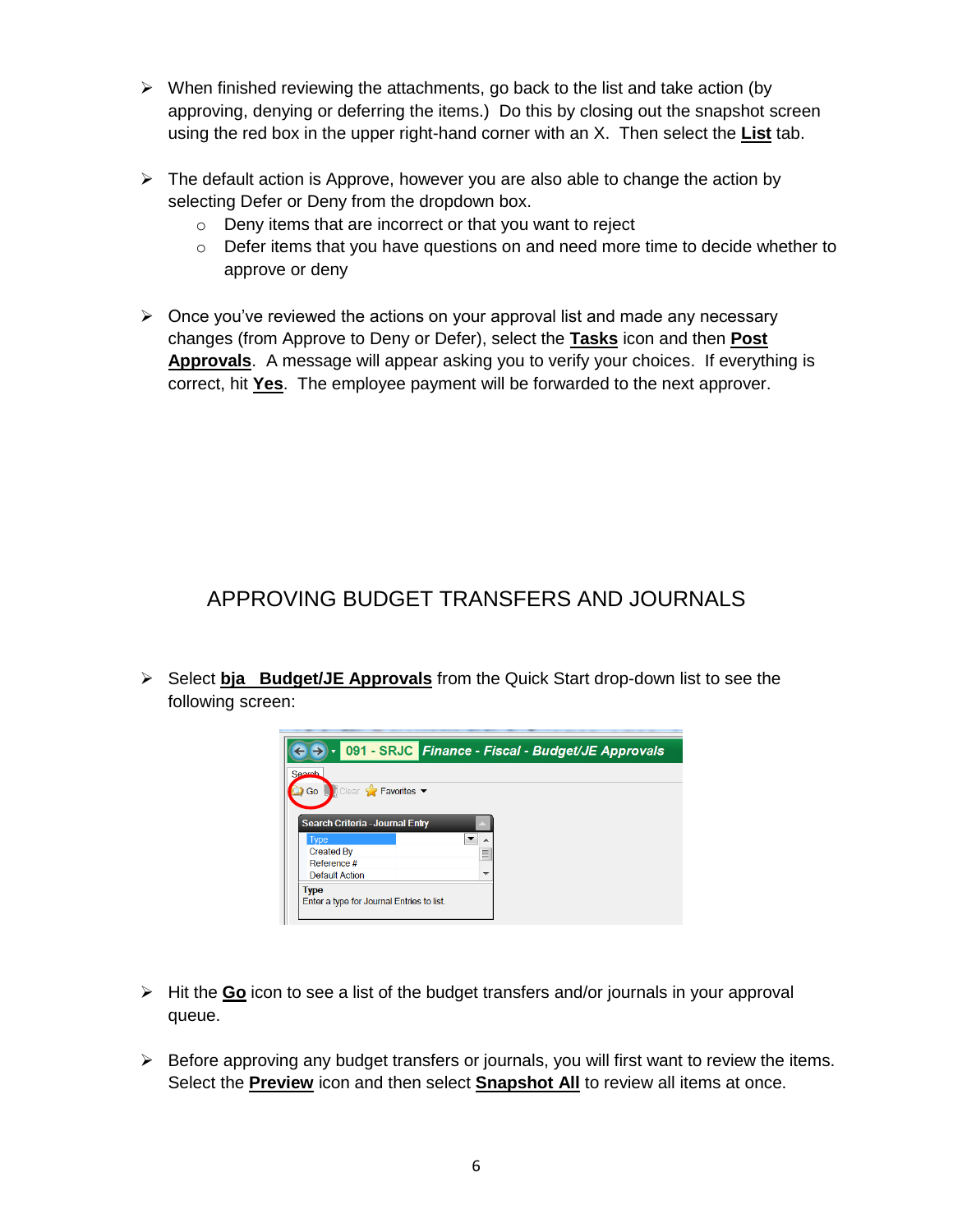- When finished reviewing the attachments, go back to the list and take action (by approving, denying or deferring the items.) Do this by closing out the snapshot screen using the red box in the upper right-hand corner with an X. Then select the **List** tab.

- The default action is Approve, however you are also able to change the action by selecting Defer or Deny from the dropdown box.
  - Deny items that are incorrect or that you want to reject
  - Defer items that you have questions on and need more time to decide whether to approve or deny

- Once you've reviewed the actions on your approval list and made any necessary changes (from Approve to Deny or Defer), select the **Tasks** icon and then **Post Approvals**. A message will appear asking you to verify your choices. If everything is correct, hit **Yes**. The employee payment will be forwarded to the next approver.

## APPROVING BUDGET TRANSFERS AND JOURNALS

- Select **bja Budget/JE Approvals** from the Quick Start drop-down list to see the following screen:

- Hit the **Go** icon to see a list of the budget transfers and/or journals in your approval queue.

- Before approving any budget transfers or journals, you will first want to review the items. Select the **Preview** icon and then select **Snapshot All** to review all items at once.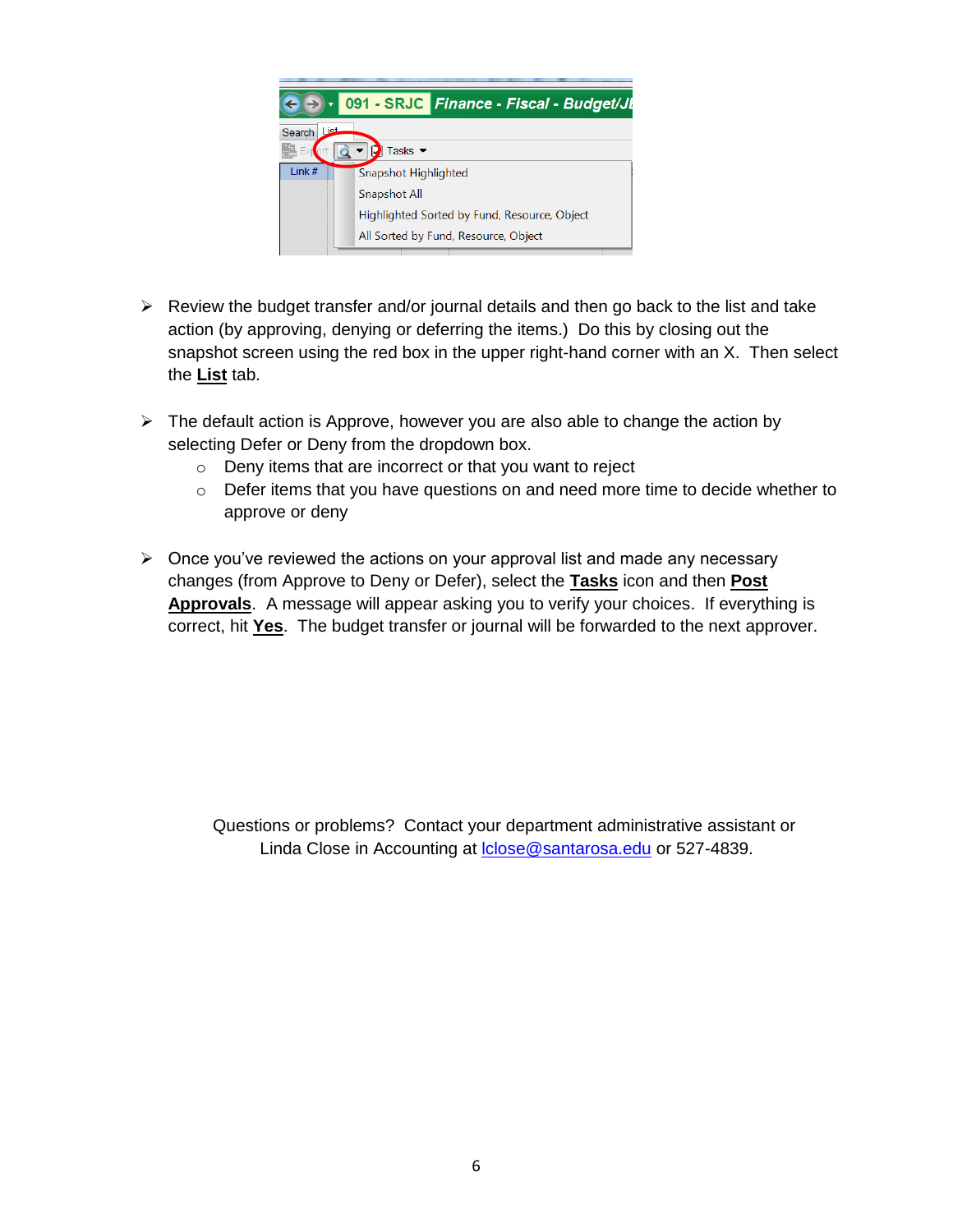- Review the budget transfer and/or journal details and then go back to the list and take action (by approving, denying or deferring the items.) Do this by closing out the snapshot screen using the red box in the upper right-hand corner with an X. Then select the **List** tab.

- The default action is Approve, however you are also able to change the action by selecting Defer or Deny from the dropdown box.
  - Deny items that are incorrect or that you want to reject
  - Defer items that you have questions on and need more time to decide whether to approve or deny

- Once you've reviewed the actions on your approval list and made any necessary changes (from Approve to Deny or Defer), select the **Tasks** icon and then **Post Approvals**. A message will appear asking you to verify your choices. If everything is correct, hit **Yes**. The budget transfer or journal will be forwarded to the next approver.

Questions or problems? Contact your department administrative assistant or Linda Close in Accounting at lclose@santarosa.edu or 527-4839.